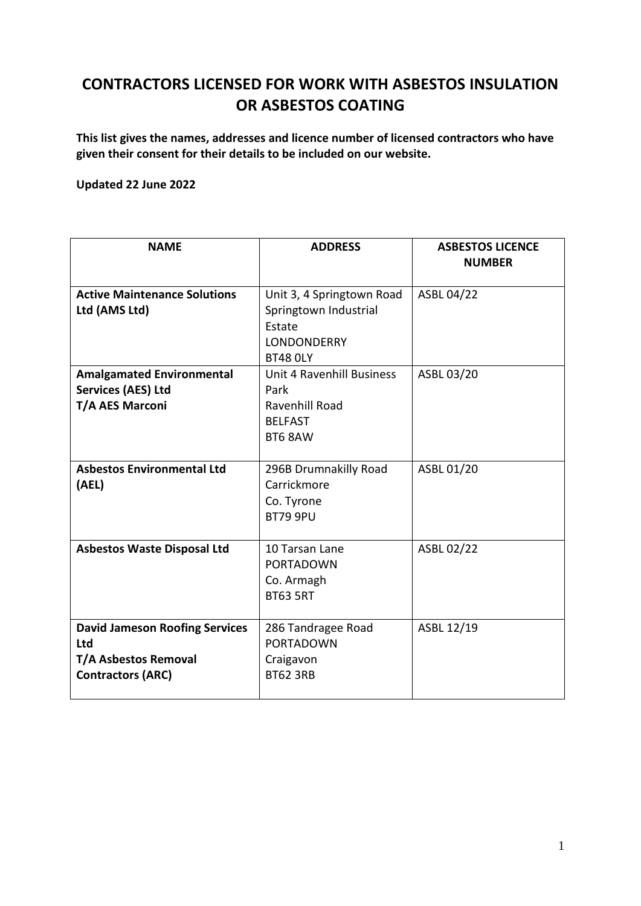# CONTRACTORS LICENSED FOR WORK WITH ASBESTOS INSULATION OR ASBESTOS COATING

**This list gives the names, addresses and licence number of licensed contractors who have given their consent for their details to be included on our website.**

**Updated 22 June 2022**

| NAME | ADDRESS | ASBESTOS LICENCE NUMBER |
|---|---|---|
| **Active Maintenance Solutions Ltd (AMS Ltd)** | Unit 3, 4 Springtown Road<br>Springtown Industrial Estate<br>LONDONDERRY<br>BT48 0LY | ASBL 04/22 |
| **Amalgamated Environmental Services (AES) Ltd<br>T/A AES Marconi** | Unit 4 Ravenhill Business Park<br>Ravenhill Road<br>BELFAST<br>BT6 8AW | ASBL 03/20 |
| **Asbestos Environmental Ltd (AEL)** | 296B Drumnakilly Road<br>Carrickmore<br>Co. Tyrone<br>BT79 9PU | ASBL 01/20 |
| **Asbestos Waste Disposal Ltd** | 10 Tarsan Lane<br>PORTADOWN<br>Co. Armagh<br>BT63 5RT | ASBL 02/22 |
| **David Jameson Roofing Services Ltd<br>T/A Asbestos Removal Contractors (ARC)** | 286 Tandragee Road<br>PORTADOWN<br>Craigavon<br>BT62 3RB | ASBL 12/19 |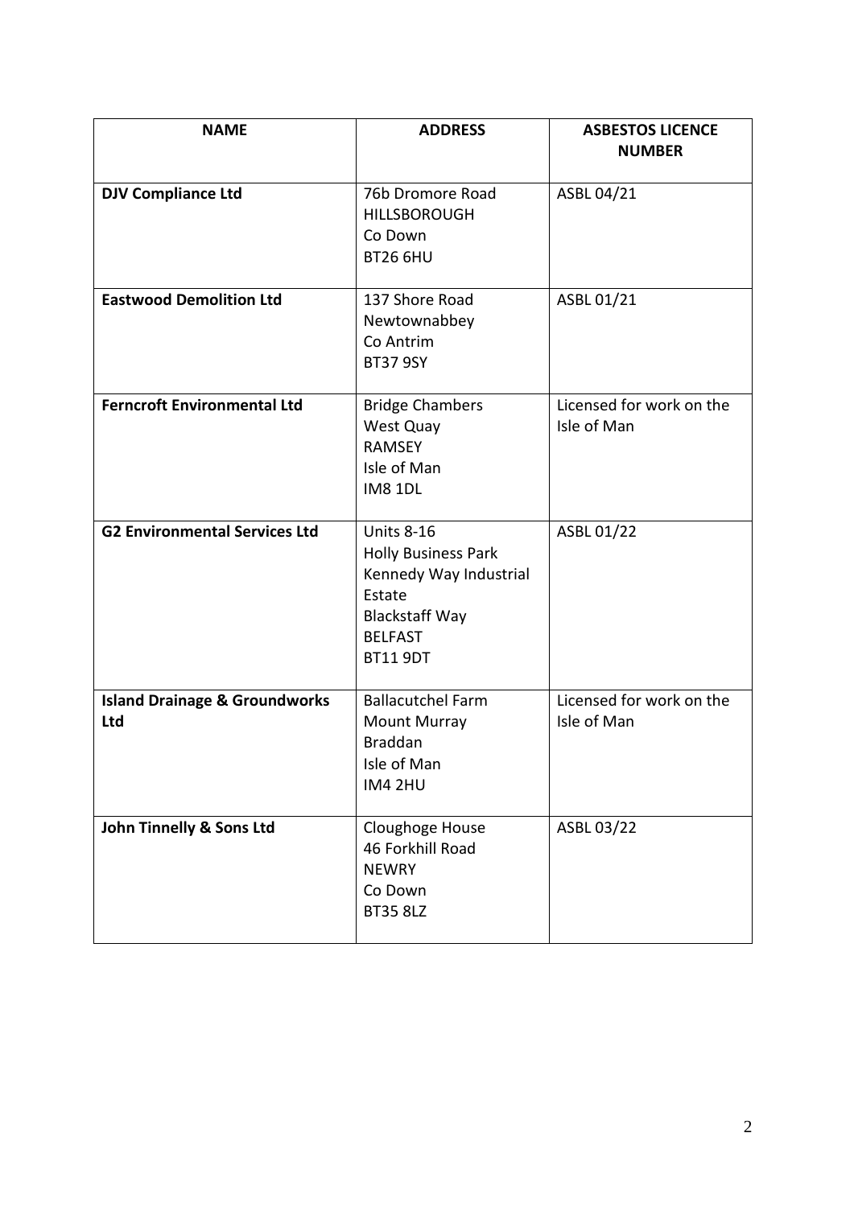| NAME | ADDRESS | ASBESTOS LICENCE NUMBER |
| --- | --- | --- |
| **DJV Compliance Ltd** | 76b Dromore Road<br>HILLSBOROUGH<br>Co Down<br>BT26 6HU | ASBL 04/21 |
| **Eastwood Demolition Ltd** | 137 Shore Road<br>Newtownabbey<br>Co Antrim<br>BT37 9SY | ASBL 01/21 |
| **Ferncroft Environmental Ltd** | Bridge Chambers<br>West Quay<br>RAMSEY<br>Isle of Man<br>IM8 1DL | Licensed for work on the Isle of Man |
| **G2 Environmental Services Ltd** | Units 8-16<br>Holly Business Park<br>Kennedy Way Industrial Estate<br>Blackstaff Way<br>BELFAST<br>BT11 9DT | ASBL 01/22 |
| **Island Drainage & Groundworks Ltd** | Ballacutchel Farm<br>Mount Murray<br>Braddan<br>Isle of Man<br>IM4 2HU | Licensed for work on the Isle of Man |
| **John Tinnelly & Sons Ltd** | Cloughoge House<br>46 Forkhill Road<br>NEWRY<br>Co Down<br>BT35 8LZ | ASBL 03/22 |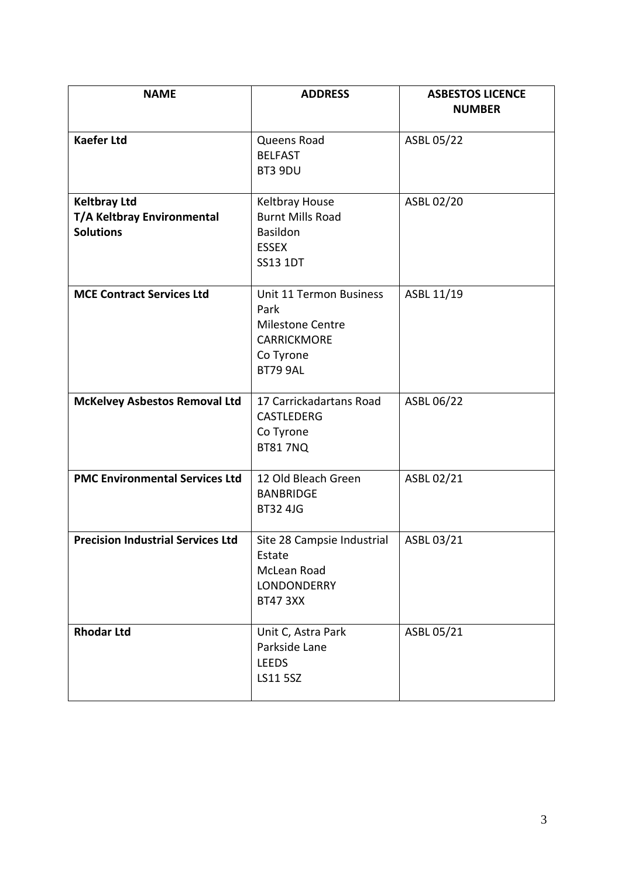| NAME | ADDRESS | ASBESTOS LICENCE NUMBER |
|---|---|---|
| **Kaefer Ltd** | Queens Road<br>BELFAST<br>BT3 9DU | ASBL 05/22 |
| **Keltbray Ltd T/A Keltbray Environmental Solutions** | Keltbray House<br>Burnt Mills Road<br>Basildon<br>ESSEX<br>SS13 1DT | ASBL 02/20 |
| **MCE Contract Services Ltd** | Unit 11 Termon Business Park<br>Milestone Centre<br>CARRICKMORE<br>Co Tyrone<br>BT79 9AL | ASBL 11/19 |
| **McKelvey Asbestos Removal Ltd** | 17 Carrickadartans Road<br>CASTLEDERG<br>Co Tyrone<br>BT81 7NQ | ASBL 06/22 |
| **PMC Environmental Services Ltd** | 12 Old Bleach Green<br>BANBRIDGE<br>BT32 4JG | ASBL 02/21 |
| **Precision Industrial Services Ltd** | Site 28 Campsie Industrial Estate<br>McLean Road<br>LONDONDERRY<br>BT47 3XX | ASBL 03/21 |
| **Rhodar Ltd** | Unit C, Astra Park<br>Parkside Lane<br>LEEDS<br>LS11 5SZ | ASBL 05/21 |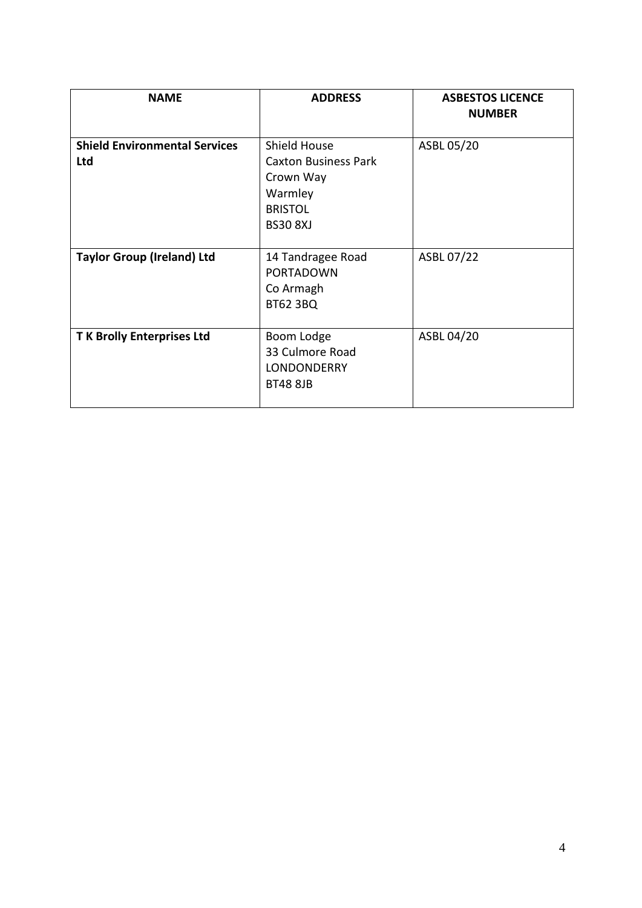| NAME | ADDRESS | ASBESTOS LICENCE NUMBER |
| --- | --- | --- |
| **Shield Environmental Services Ltd** | Shield House<br>Caxton Business Park<br>Crown Way<br>Warmley<br>BRISTOL<br>BS30 8XJ | ASBL 05/20 |
| **Taylor Group (Ireland) Ltd** | 14 Tandragee Road<br>PORTADOWN<br>Co Armagh<br>BT62 3BQ | ASBL 07/22 |
| **T K Brolly Enterprises Ltd** | Boom Lodge<br>33 Culmore Road<br>LONDONDERRY<br>BT48 8JB | ASBL 04/20 |